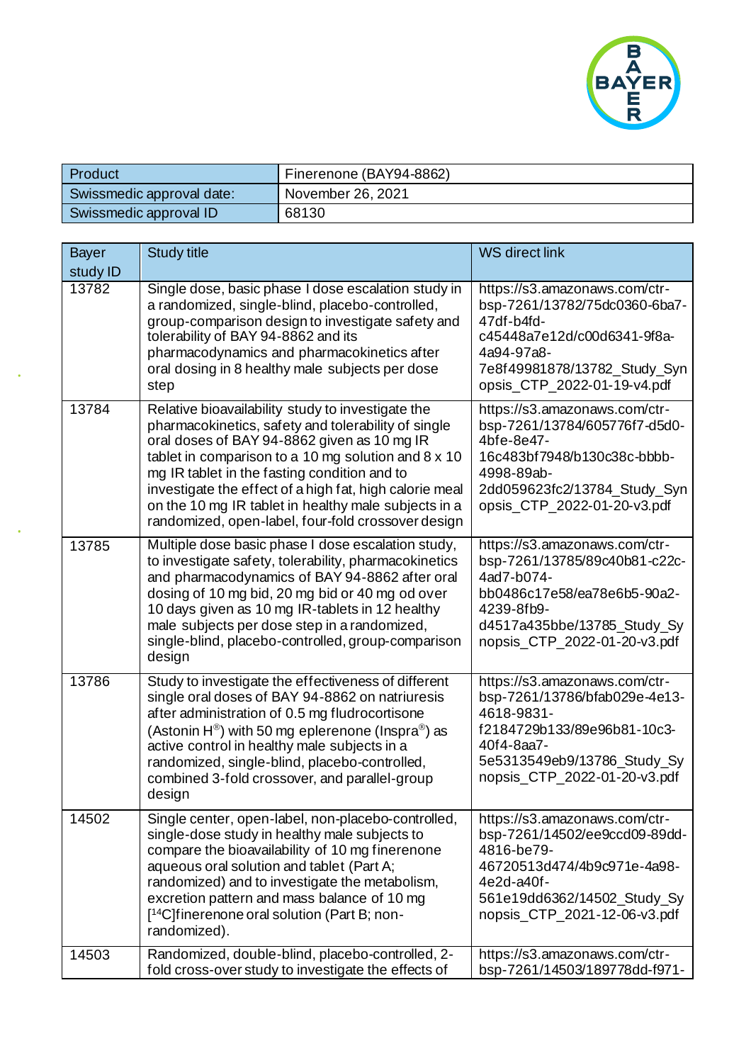| Product | Finerenone (BAY94-8862) |
|---|---|
| Swissmedic approval date: | November 26, 2021 |
| Swissmedic approval ID | 68130 |

| Bayer study ID | Study title | WS direct link |
|---|---|---|
| 13782 | Single dose, basic phase I dose escalation study in a randomized, single-blind, placebo-controlled, group-comparison design to investigate safety and tolerability of BAY 94-8862 and its pharmacodynamics and pharmacokinetics after oral dosing in 8 healthy male subjects per dose step | https://s3.amazonaws.com/ctr-bsp-7261/13782/75dc0360-6ba7-47df-b4fd-c45448a7e12d/c00d6341-9f8a-4a94-97a8-7e8f49981878/13782_Study_Synopsis_CTP_2022-01-19-v4.pdf |
| 13784 | Relative bioavailability study to investigate the pharmacokinetics, safety and tolerability of single oral doses of BAY 94-8862 given as 10 mg IR tablet in comparison to a 10 mg solution and 8 x 10 mg IR tablet in the fasting condition and to investigate the effect of a high fat, high calorie meal on the 10 mg IR tablet in healthy male subjects in a randomized, open-label, four-fold crossover design | https://s3.amazonaws.com/ctr-bsp-7261/13784/605776f7-d5d0-4bfe-8e47-16c483bf7948/b130c38c-bbbb-4998-89ab-2dd059623fc2/13784_Study_Synopsis_CTP_2022-01-20-v3.pdf |
| 13785 | Multiple dose basic phase I dose escalation study, to investigate safety, tolerability, pharmacokinetics and pharmacodynamics of BAY 94-8862 after oral dosing of 10 mg bid, 20 mg bid or 40 mg od over 10 days given as 10 mg IR-tablets in 12 healthy male subjects per dose step in a randomized, single-blind, placebo-controlled, group-comparison design | https://s3.amazonaws.com/ctr-bsp-7261/13785/89c40b81-c22c-4ad7-b074-bb0486c17e58/ea78e6b5-90a2-4239-8fb9-d4517a435bbe/13785_Study_Synopsis_CTP_2022-01-20-v3.pdf |
| 13786 | Study to investigate the effectiveness of different single oral doses of BAY 94-8862 on natriuresis after administration of 0.5 mg fludrocortisone (Astonin H®) with 50 mg eplerenone (Inspra®) as active control in healthy male subjects in a randomized, single-blind, placebo-controlled, combined 3-fold crossover, and parallel-group design | https://s3.amazonaws.com/ctr-bsp-7261/13786/bfab029e-4e13-4618-9831-f2184729b133/89e96b81-10c3-40f4-8aa7-5e5313549eb9/13786_Study_Synopsis_CTP_2022-01-20-v3.pdf |
| 14502 | Single center, open-label, non-placebo-controlled, single-dose study in healthy male subjects to compare the bioavailability of 10 mg finerenone aqueous oral solution and tablet (Part A; randomized) and to investigate the metabolism, excretion pattern and mass balance of 10 mg [$^{14}$C]finerenone oral solution (Part B; non-randomized). | https://s3.amazonaws.com/ctr-bsp-7261/14502/ee9ccd09-89dd-4816-be79-46720513d474/4b9c971e-4a98-4e2d-a40f-561e19dd6362/14502_Study_Synopsis_CTP_2021-12-06-v3.pdf |
| 14503 | Randomized, double-blind, placebo-controlled, 2-fold cross-over study to investigate the effects of | https://s3.amazonaws.com/ctr-bsp-7261/14503/189778dd-f971- |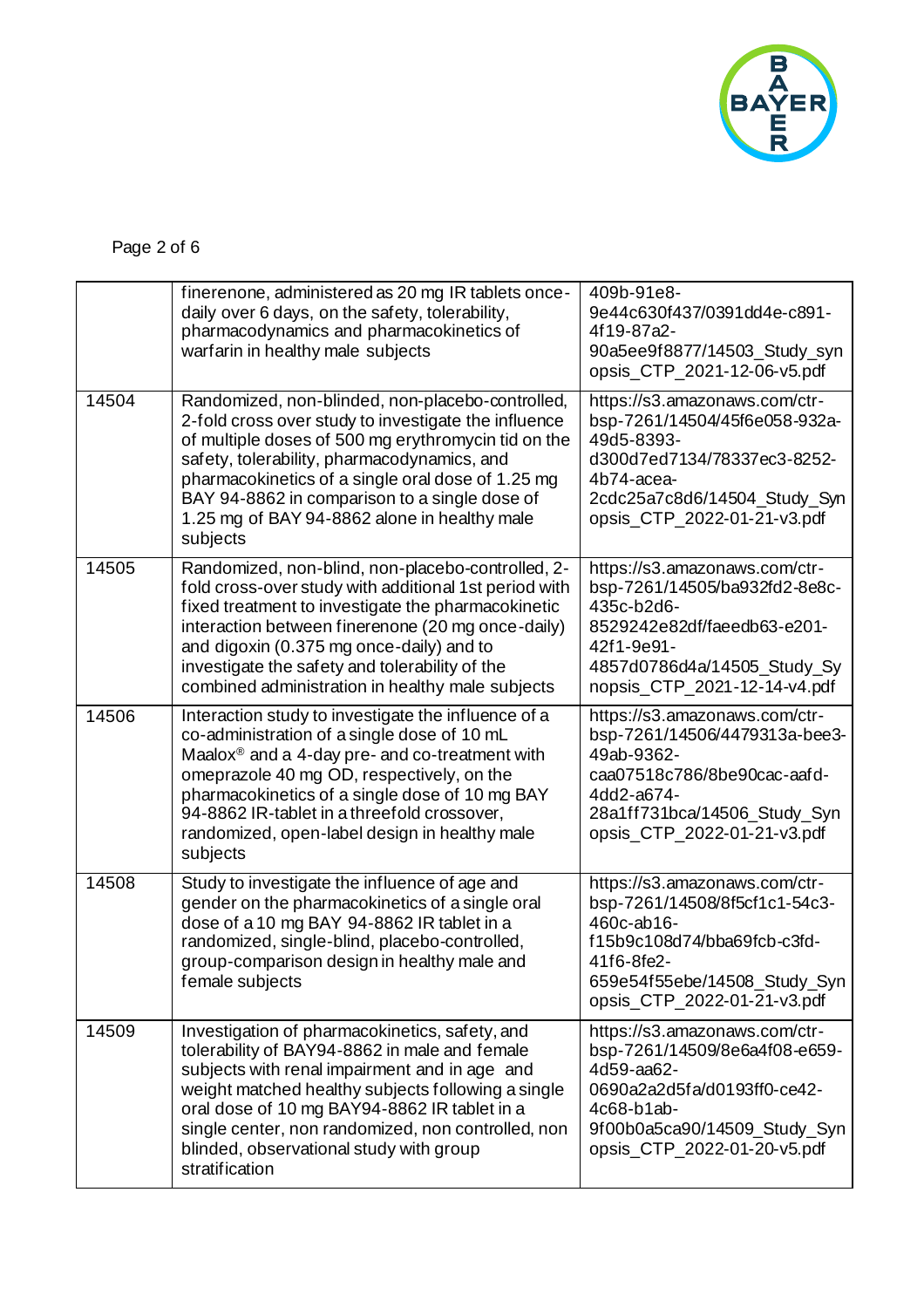| | | |
|---|---|---|
| | finerenone, administered as 20 mg IR tablets once-daily over 6 days, on the safety, tolerability, pharmacodynamics and pharmacokinetics of warfarin in healthy male subjects | 409b-91e8-9e44c630f437/0391dd4e-c891-4f19-87a2-90a5ee9f8877/14503_Study_synopsis_CTP_2021-12-06-v5.pdf |
| 14504 | Randomized, non-blinded, non-placebo-controlled, 2-fold cross over study to investigate the influence of multiple doses of 500 mg erythromycin tid on the safety, tolerability, pharmacodynamics, and pharmacokinetics of a single oral dose of 1.25 mg BAY 94-8862 in comparison to a single dose of 1.25 mg of BAY 94-8862 alone in healthy male subjects | https://s3.amazonaws.com/ctr-bsp-7261/14504/45f6e058-932a-49d5-8393-d300d7ed7134/78337ec3-8252-4b74-acea-2cdc25a7c8d6/14504_Study_Synopsis_CTP_2022-01-21-v3.pdf |
| 14505 | Randomized, non-blind, non-placebo-controlled, 2-fold cross-over study with additional 1st period with fixed treatment to investigate the pharmacokinetic interaction between finerenone (20 mg once-daily) and digoxin (0.375 mg once-daily) and to investigate the safety and tolerability of the combined administration in healthy male subjects | https://s3.amazonaws.com/ctr-bsp-7261/14505/ba932fd2-8e8c-435c-b2d6-8529242e82df/faeedb63-e201-42f1-9e91-4857d0786d4a/14505_Study_Synopsis_CTP_2021-12-14-v4.pdf |
| 14506 | Interaction study to investigate the influence of a co-administration of a single dose of 10 mL Maalox® and a 4-day pre- and co-treatment with omeprazole 40 mg OD, respectively, on the pharmacokinetics of a single dose of 10 mg BAY 94-8862 IR-tablet in a threefold crossover, randomized, open-label design in healthy male subjects | https://s3.amazonaws.com/ctr-bsp-7261/14506/4479313a-bee3-49ab-9362-caa07518c786/8be90cac-aafd-4dd2-a674-28a1ff731bca/14506_Study_Synopsis_CTP_2022-01-21-v3.pdf |
| 14508 | Study to investigate the influence of age and gender on the pharmacokinetics of a single oral dose of a 10 mg BAY 94-8862 IR tablet in a randomized, single-blind, placebo-controlled, group-comparison design in healthy male and female subjects | https://s3.amazonaws.com/ctr-bsp-7261/14508/8f5cf1c1-54c3-460c-ab16-f15b9c108d74/bba69fcb-c3fd-41f6-8fe2-659e54f55ebe/14508_Study_Synopsis_CTP_2022-01-21-v3.pdf |
| 14509 | Investigation of pharmacokinetics, safety, and tolerability of BAY94-8862 in male and female subjects with renal impairment and in age and weight matched healthy subjects following a single oral dose of 10 mg BAY94-8862 IR tablet in a single center, non randomized, non controlled, non blinded, observational study with group stratification | https://s3.amazonaws.com/ctr-bsp-7261/14509/8e6a4f08-e659-4d59-aa62-0690a2a2d5fa/d0193ff0-ce42-4c68-b1ab-9f00b0a5ca90/14509_Study_Synopsis_CTP_2022-01-20-v5.pdf |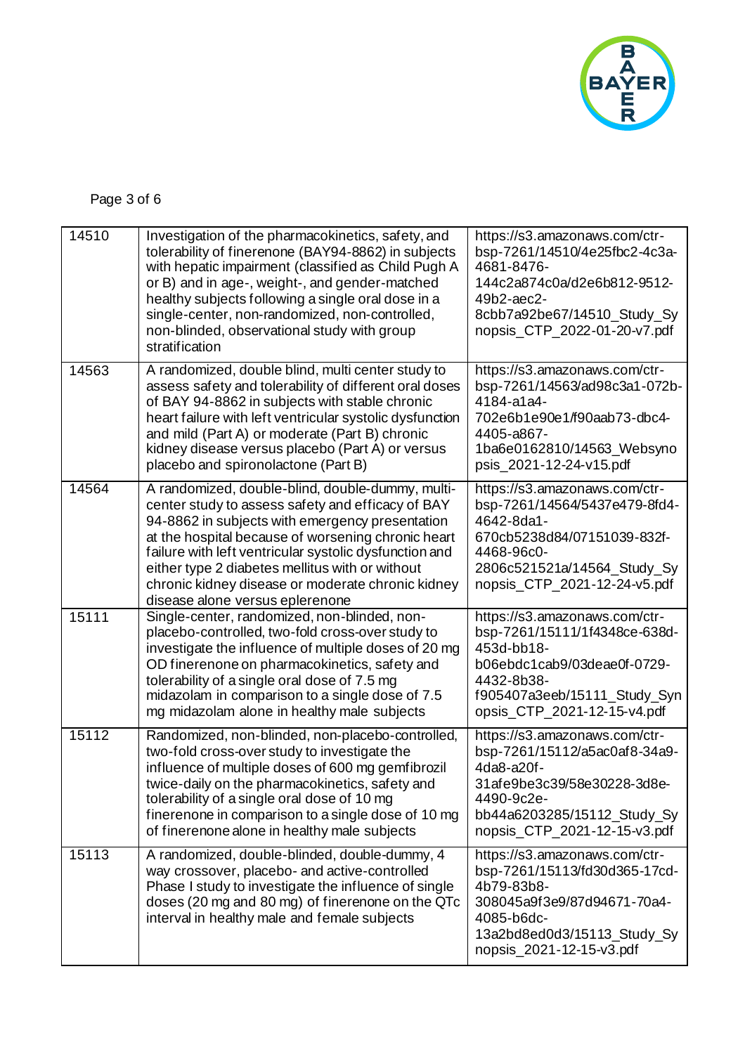| 14510 | Investigation of the pharmacokinetics, safety, and tolerability of finerenone (BAY94-8862) in subjects with hepatic impairment (classified as Child Pugh A or B) and in age-, weight-, and gender-matched healthy subjects following a single oral dose in a single-center, non-randomized, non-controlled, non-blinded, observational study with group stratification | https://s3.amazonaws.com/ctr-bsp-7261/14510/4e25fbc2-4c3a-4681-8476-144c2a874c0a/d2e6b812-9512-49b2-aec2-8cbb7a92be67/14510_Study_Synopsis_CTP_2022-01-20-v7.pdf |
|---|---|---|
| 14563 | A randomized, double blind, multi center study to assess safety and tolerability of different oral doses of BAY 94-8862 in subjects with stable chronic heart failure with left ventricular systolic dysfunction and mild (Part A) or moderate (Part B) chronic kidney disease versus placebo (Part A) or versus placebo and spironolactone (Part B) | https://s3.amazonaws.com/ctr-bsp-7261/14563/ad98c3a1-072b-4184-a1a4-702e6b1e90e1/f90aab73-dbc4-4405-a867-1ba6e0162810/14563_Websynopsis_2021-12-24-v15.pdf |
| 14564 | A randomized, double-blind, double-dummy, multi-center study to assess safety and efficacy of BAY 94-8862 in subjects with emergency presentation at the hospital because of worsening chronic heart failure with left ventricular systolic dysfunction and either type 2 diabetes mellitus with or without chronic kidney disease or moderate chronic kidney disease alone versus eplerenone | https://s3.amazonaws.com/ctr-bsp-7261/14564/5437e479-8fd4-4642-8da1-670cb5238d84/07151039-832f-4468-96c0-2806c521521a/14564_Study_Synopsis_CTP_2021-12-24-v5.pdf |
| 15111 | Single-center, randomized, non-blinded, non-placebo-controlled, two-fold cross-over study to investigate the influence of multiple doses of 20 mg OD finerenone on pharmacokinetics, safety and tolerability of a single oral dose of 7.5 mg midazolam in comparison to a single dose of 7.5 mg midazolam alone in healthy male subjects | https://s3.amazonaws.com/ctr-bsp-7261/15111/1f4348ce-638d-453d-bb18-b06ebdc1cab9/03deae0f-0729-4432-8b38-f905407a3eeb/15111_Study_Synopsis_CTP_2021-12-15-v4.pdf |
| 15112 | Randomized, non-blinded, non-placebo-controlled, two-fold cross-over study to investigate the influence of multiple doses of 600 mg gemfibrozil twice-daily on the pharmacokinetics, safety and tolerability of a single oral dose of 10 mg finerenone in comparison to a single dose of 10 mg of finerenone alone in healthy male subjects | https://s3.amazonaws.com/ctr-bsp-7261/15112/a5ac0af8-34a9-4da8-a20f-31afe9be3c39/58e30228-3d8e-4490-9c2e-bb44a6203285/15112_Study_Synopsis_CTP_2021-12-15-v3.pdf |
| 15113 | A randomized, double-blinded, double-dummy, 4 way crossover, placebo- and active-controlled Phase I study to investigate the influence of single doses (20 mg and 80 mg) of finerenone on the QTc interval in healthy male and female subjects | https://s3.amazonaws.com/ctr-bsp-7261/15113/fd30d365-17cd-4b79-83b8-308045a9f3e9/87d94671-70a4-4085-b6dc-13a2bd8ed0d3/15113_Study_Synopsis_2021-12-15-v3.pdf |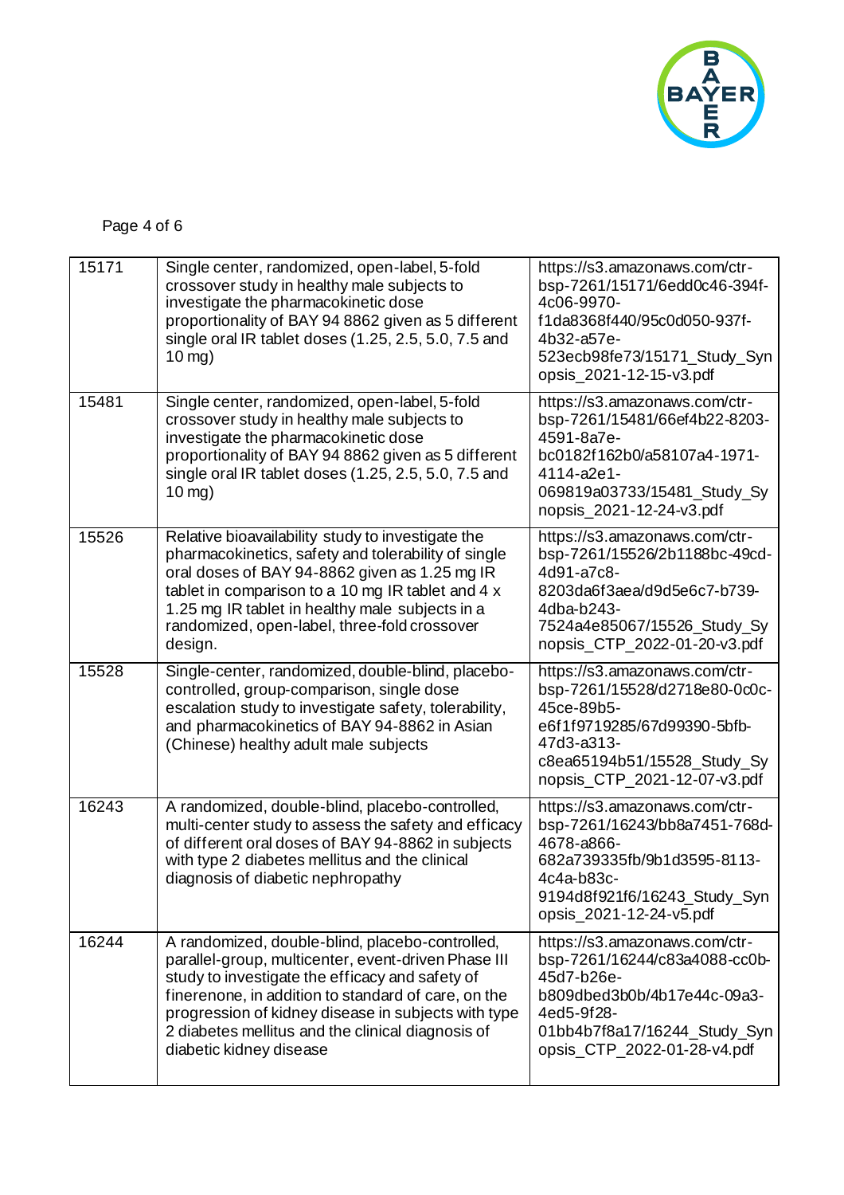| | | |
|---|---|---|
| 15171 | Single center, randomized, open-label, 5-fold crossover study in healthy male subjects to investigate the pharmacokinetic dose proportionality of BAY 94 8862 given as 5 different single oral IR tablet doses (1.25, 2.5, 5.0, 7.5 and 10 mg) | https://s3.amazonaws.com/ctr-bsp-7261/15171/6edd0c46-394f-4c06-9970-f1da8368f440/95c0d050-937f-4b32-a57e-523ecb98fe73/15171_Study_Synopsis_2021-12-15-v3.pdf |
| 15481 | Single center, randomized, open-label, 5-fold crossover study in healthy male subjects to investigate the pharmacokinetic dose proportionality of BAY 94 8862 given as 5 different single oral IR tablet doses (1.25, 2.5, 5.0, 7.5 and 10 mg) | https://s3.amazonaws.com/ctr-bsp-7261/15481/66ef4b22-8203-4591-8a7e-bc0182f162b0/a58107a4-1971-4114-a2e1-069819a03733/15481_Study_Synopsis_2021-12-24-v3.pdf |
| 15526 | Relative bioavailability study to investigate the pharmacokinetics, safety and tolerability of single oral doses of BAY 94-8862 given as 1.25 mg IR tablet in comparison to a 10 mg IR tablet and 4 x 1.25 mg IR tablet in healthy male subjects in a randomized, open-label, three-fold crossover design. | https://s3.amazonaws.com/ctr-bsp-7261/15526/2b1188bc-49cd-4d91-a7c8-8203da6f3aea/d9d5e6c7-b739-4dba-b243-7524a4e85067/15526_Study_Synopsis_CTP_2022-01-20-v3.pdf |
| 15528 | Single-center, randomized, double-blind, placebo-controlled, group-comparison, single dose escalation study to investigate safety, tolerability, and pharmacokinetics of BAY 94-8862 in Asian (Chinese) healthy adult male subjects | https://s3.amazonaws.com/ctr-bsp-7261/15528/d2718e80-0c0c-45ce-89b5-e6f1f9719285/67d99390-5bfb-47d3-a313-c8ea65194b51/15528_Study_Synopsis_CTP_2021-12-07-v3.pdf |
| 16243 | A randomized, double-blind, placebo-controlled, multi-center study to assess the safety and efficacy of different oral doses of BAY 94-8862 in subjects with type 2 diabetes mellitus and the clinical diagnosis of diabetic nephropathy | https://s3.amazonaws.com/ctr-bsp-7261/16243/bb8a7451-768d-4678-a866-682a739335fb/9b1d3595-8113-4c4a-b83c-9194d8f921f6/16243_Study_Synopsis_2021-12-24-v5.pdf |
| 16244 | A randomized, double-blind, placebo-controlled, parallel-group, multicenter, event-driven Phase III study to investigate the efficacy and safety of finerenone, in addition to standard of care, on the progression of kidney disease in subjects with type 2 diabetes mellitus and the clinical diagnosis of diabetic kidney disease | https://s3.amazonaws.com/ctr-bsp-7261/16244/c83a4088-cc0b-45d7-b26e-b809dbed3b0b/4b17e44c-09a3-4ed5-9f28-01bb4b7f8a17/16244_Study_Synopsis_CTP_2022-01-28-v4.pdf |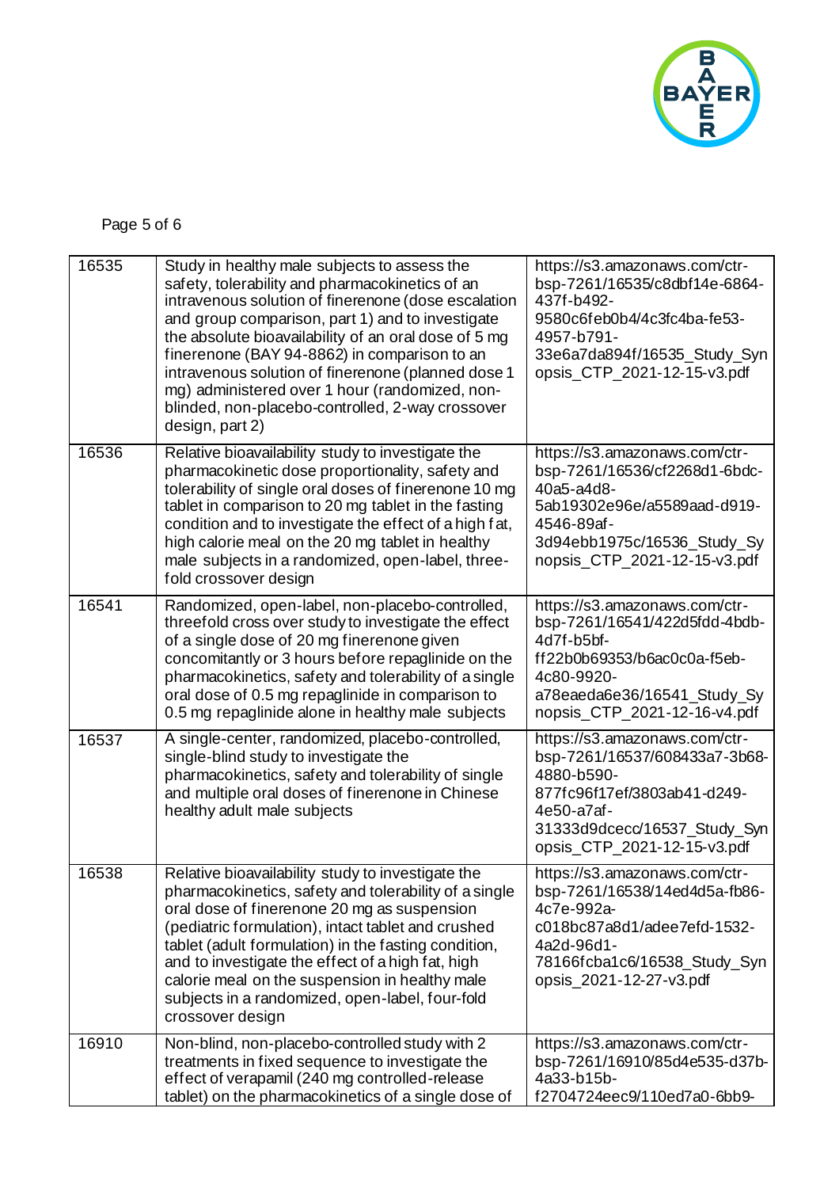| | | |
|---|---|---|
| 16535 | Study in healthy male subjects to assess the safety, tolerability and pharmacokinetics of an intravenous solution of finerenone (dose escalation and group comparison, part 1) and to investigate the absolute bioavailability of an oral dose of 5 mg finerenone (BAY 94-8862) in comparison to an intravenous solution of finerenone (planned dose 1 mg) administered over 1 hour (randomized, non-blinded, non-placebo-controlled, 2-way crossover design, part 2) | https://s3.amazonaws.com/ctr-bsp-7261/16535/c8dbf14e-6864-437f-b492-9580c6feb0b4/4c3fc4ba-fe53-4957-b791-33e6a7da894f/16535_Study_Synopsis_CTP_2021-12-15-v3.pdf |
| 16536 | Relative bioavailability study to investigate the pharmacokinetic dose proportionality, safety and tolerability of single oral doses of finerenone 10 mg tablet in comparison to 20 mg tablet in the fasting condition and to investigate the effect of a high fat, high calorie meal on the 20 mg tablet in healthy male subjects in a randomized, open-label, three-fold crossover design | https://s3.amazonaws.com/ctr-bsp-7261/16536/cf2268d1-6bdc-40a5-a4d8-5ab19302e96e/a5589aad-d919-4546-89af-3d94ebb1975c/16536_Study_Synopsis_CTP_2021-12-15-v3.pdf |
| 16541 | Randomized, open-label, non-placebo-controlled, threefold cross over study to investigate the effect of a single dose of 20 mg finerenone given concomitantly or 3 hours before repaglinide on the pharmacokinetics, safety and tolerability of a single oral dose of 0.5 mg repaglinide in comparison to 0.5 mg repaglinide alone in healthy male subjects | https://s3.amazonaws.com/ctr-bsp-7261/16541/422d5fdd-4bdb-4d7f-b5bf-ff22b0b69353/b6ac0c0a-f5eb-4c80-9920-a78eaeda6e36/16541_Study_Synopsis_CTP_2021-12-16-v4.pdf |
| 16537 | A single-center, randomized, placebo-controlled, single-blind study to investigate the pharmacokinetics, safety and tolerability of single and multiple oral doses of finerenone in Chinese healthy adult male subjects | https://s3.amazonaws.com/ctr-bsp-7261/16537/608433a7-3b68-4880-b590-877fc96f17ef/3803ab41-d249-4e50-a7af-31333d9dcecc/16537_Study_Synopsis_CTP_2021-12-15-v3.pdf |
| 16538 | Relative bioavailability study to investigate the pharmacokinetics, safety and tolerability of a single oral dose of finerenone 20 mg as suspension (pediatric formulation), intact tablet and crushed tablet (adult formulation) in the fasting condition, and to investigate the effect of a high fat, high calorie meal on the suspension in healthy male subjects in a randomized, open-label, four-fold crossover design | https://s3.amazonaws.com/ctr-bsp-7261/16538/14ed4d5a-fb86-4c7e-992a-c018bc87a8d1/adee7efd-1532-4a2d-96d1-78166fcba1c6/16538_Study_Synopsis_2021-12-27-v3.pdf |
| 16910 | Non-blind, non-placebo-controlled study with 2 treatments in fixed sequence to investigate the effect of verapamil (240 mg controlled-release tablet) on the pharmacokinetics of a single dose of | https://s3.amazonaws.com/ctr-bsp-7261/16910/85d4e535-d37b-4a33-b15b-f2704724eec9/110ed7a0-6bb9- |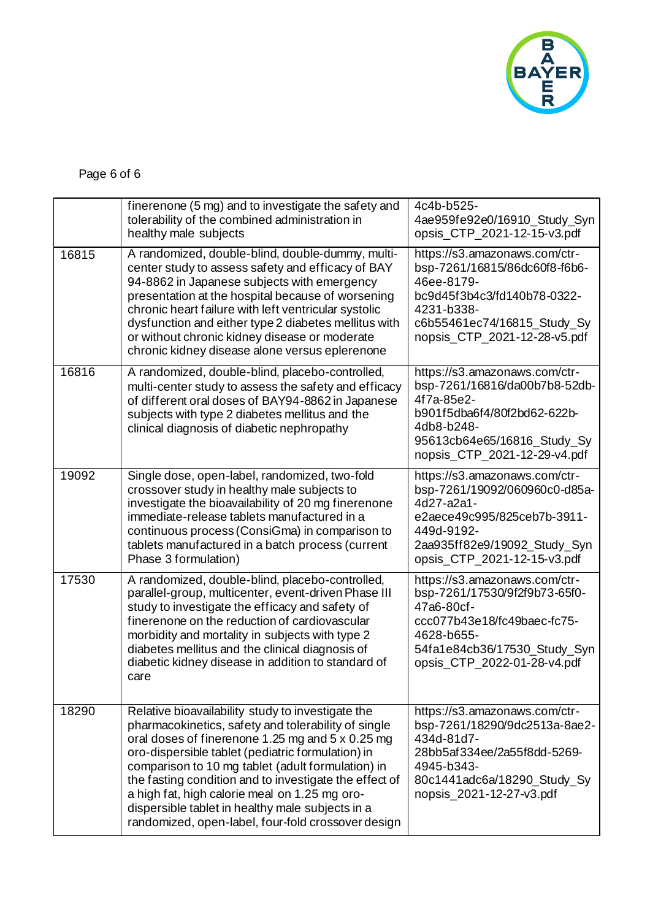| | | |
|---|---|---|
| | finerenone (5 mg) and to investigate the safety and tolerability of the combined administration in healthy male subjects | 4c4b-b525-4ae959fe92e0/16910_Study_Synopsis_CTP_2021-12-15-v3.pdf |
| 16815 | A randomized, double-blind, double-dummy, multi-center study to assess safety and efficacy of BAY 94-8862 in Japanese subjects with emergency presentation at the hospital because of worsening chronic heart failure with left ventricular systolic dysfunction and either type 2 diabetes mellitus with or without chronic kidney disease or moderate chronic kidney disease alone versus eplerenone | https://s3.amazonaws.com/ctr-bsp-7261/16815/86dc60f8-f6b6-46ee-8179-bc9d45f3b4c3/fd140b78-0322-4231-b338-c6b55461ec74/16815_Study_Synopsis_CTP_2021-12-28-v5.pdf |
| 16816 | A randomized, double-blind, placebo-controlled, multi-center study to assess the safety and efficacy of different oral doses of BAY94-8862 in Japanese subjects with type 2 diabetes mellitus and the clinical diagnosis of diabetic nephropathy | https://s3.amazonaws.com/ctr-bsp-7261/16816/da00b7b8-52db-4f7a-85e2-b901f5dba6f4/80f2bd62-622b-4db8-b248-95613cb64e65/16816_Study_Synopsis_CTP_2021-12-29-v4.pdf |
| 19092 | Single dose, open-label, randomized, two-fold crossover study in healthy male subjects to investigate the bioavailability of 20 mg finerenone immediate-release tablets manufactured in a continuous process (ConsiGma) in comparison to tablets manufactured in a batch process (current Phase 3 formulation) | https://s3.amazonaws.com/ctr-bsp-7261/19092/060960c0-d85a-4d27-a2a1-e2aece49c995/825ceb7b-3911-449d-9192-2aa935ff82e9/19092_Study_Synopsis_CTP_2021-12-15-v3.pdf |
| 17530 | A randomized, double-blind, placebo-controlled, parallel-group, multicenter, event-driven Phase III study to investigate the efficacy and safety of finerenone on the reduction of cardiovascular morbidity and mortality in subjects with type 2 diabetes mellitus and the clinical diagnosis of diabetic kidney disease in addition to standard of care | https://s3.amazonaws.com/ctr-bsp-7261/17530/9f2f9b73-65f0-47a6-80cf-ccc077b43e18/fc49baec-fc75-4628-b655-54fa1e84cb36/17530_Study_Synopsis_CTP_2022-01-28-v4.pdf |
| 18290 | Relative bioavailability study to investigate the pharmacokinetics, safety and tolerability of single oral doses of finerenone 1.25 mg and 5 x 0.25 mg oro-dispersible tablet (pediatric formulation) in comparison to 10 mg tablet (adult formulation) in the fasting condition and to investigate the effect of a high fat, high calorie meal on 1.25 mg oro-dispersible tablet in healthy male subjects in a randomized, open-label, four-fold crossover design | https://s3.amazonaws.com/ctr-bsp-7261/18290/9dc2513a-8ae2-434d-81d7-28bb5af334ee/2a55f8dd-5269-4945-b343-80c1441adc6a/18290_Study_Synopsis_2021-12-27-v3.pdf |